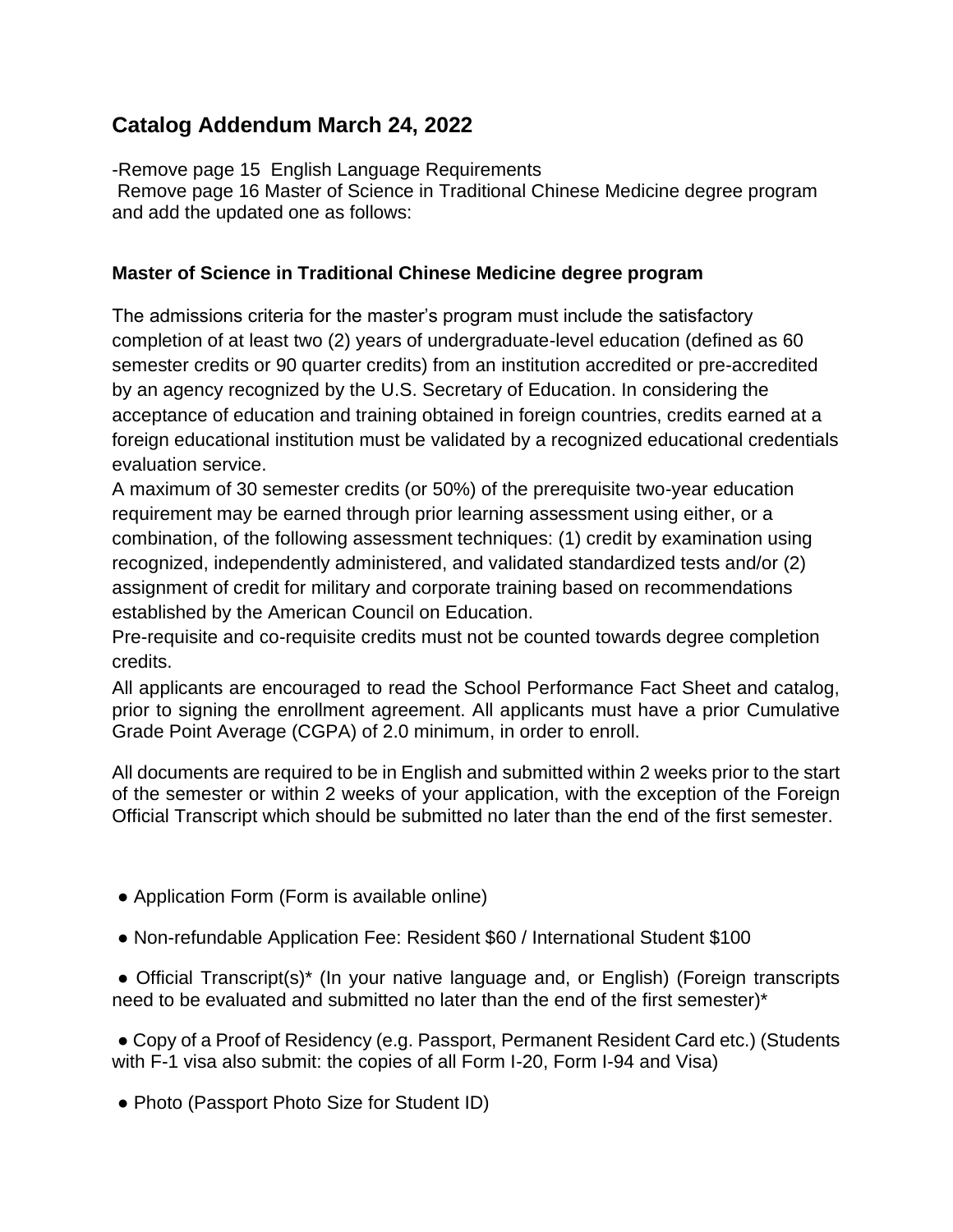# Catalog Addendum March 24, 2022

-Remove page 15 English Language Requirements
Remove page 16 Master of Science in Traditional Chinese Medicine degree program and add the updated one as follows:

### Master of Science in Traditional Chinese Medicine degree program

The admissions criteria for the master's program must include the satisfactory completion of at least two (2) years of undergraduate-level education (defined as 60 semester credits or 90 quarter credits) from an institution accredited or pre-accredited by an agency recognized by the U.S. Secretary of Education. In considering the acceptance of education and training obtained in foreign countries, credits earned at a foreign educational institution must be validated by a recognized educational credentials evaluation service.
A maximum of 30 semester credits (or 50%) of the prerequisite two-year education requirement may be earned through prior learning assessment using either, or a combination, of the following assessment techniques: (1) credit by examination using recognized, independently administered, and validated standardized tests and/or (2) assignment of credit for military and corporate training based on recommendations established by the American Council on Education.
Pre-requisite and co-requisite credits must not be counted towards degree completion credits.
All applicants are encouraged to read the School Performance Fact Sheet and catalog, prior to signing the enrollment agreement. All applicants must have a prior Cumulative Grade Point Average (CGPA) of 2.0 minimum, in order to enroll.

All documents are required to be in English and submitted within 2 weeks prior to the start of the semester or within 2 weeks of your application, with the exception of the Foreign Official Transcript which should be submitted no later than the end of the first semester.

- Application Form (Form is available online)
- Non-refundable Application Fee: Resident $60 / International Student $100
- Official Transcript(s)* (In your native language and, or English) (Foreign transcripts need to be evaluated and submitted no later than the end of the first semester)*
- Copy of a Proof of Residency (e.g. Passport, Permanent Resident Card etc.) (Students with F-1 visa also submit: the copies of all Form I-20, Form I-94 and Visa)
- Photo (Passport Photo Size for Student ID)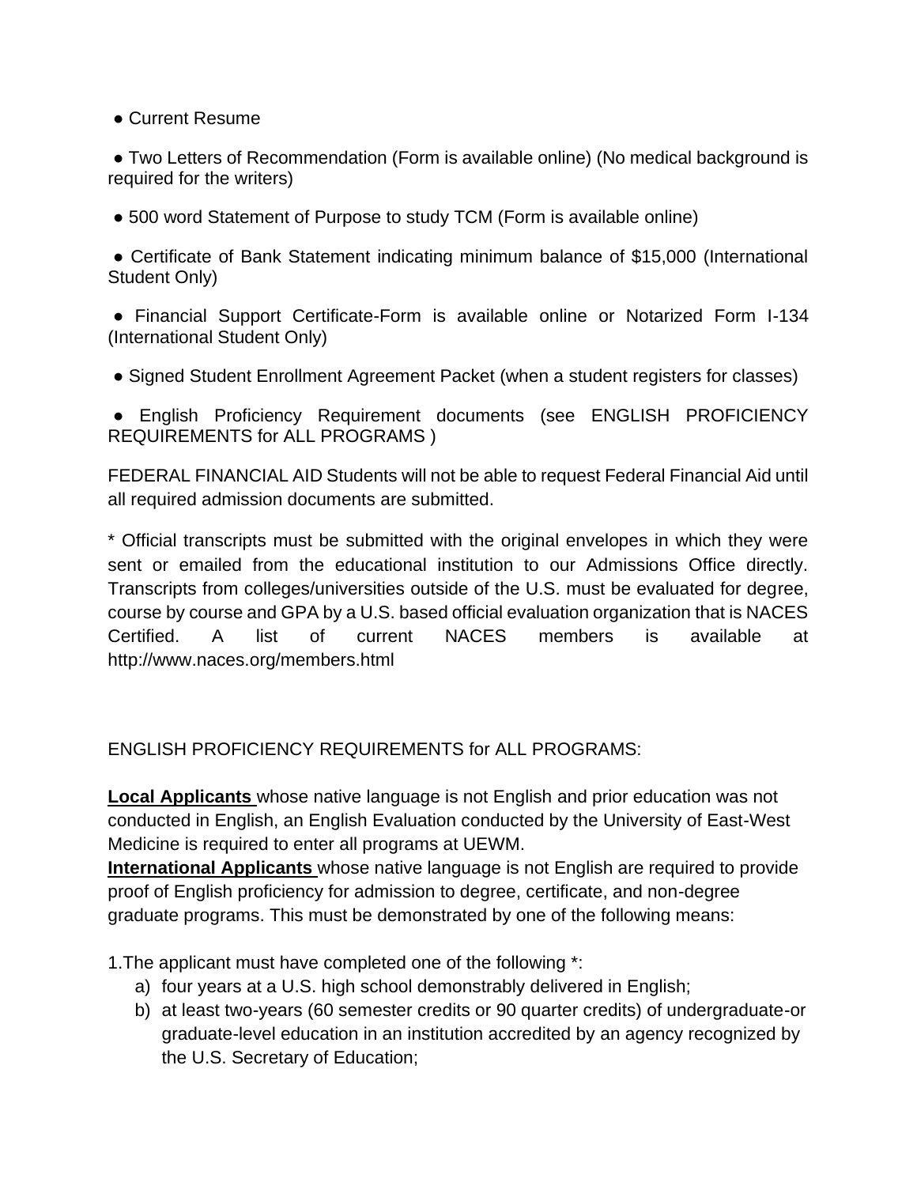- Current Resume
- Two Letters of Recommendation (Form is available online) (No medical background is required for the writers)
- 500 word Statement of Purpose to study TCM (Form is available online)
- Certificate of Bank Statement indicating minimum balance of $15,000 (International Student Only)
- Financial Support Certificate-Form is available online or Notarized Form I-134 (International Student Only)
- Signed Student Enrollment Agreement Packet (when a student registers for classes)
- English Proficiency Requirement documents (see ENGLISH PROFICIENCY REQUIREMENTS for ALL PROGRAMS )

FEDERAL FINANCIAL AID Students will not be able to request Federal Financial Aid until all required admission documents are submitted.

* Official transcripts must be submitted with the original envelopes in which they were sent or emailed from the educational institution to our Admissions Office directly. Transcripts from colleges/universities outside of the U.S. must be evaluated for degree, course by course and GPA by a U.S. based official evaluation organization that is NACES Certified. A list of current NACES members is available at http://www.naces.org/members.html

ENGLISH PROFICIENCY REQUIREMENTS for ALL PROGRAMS:

**Local Applicants** whose native language is not English and prior education was not conducted in English, an English Evaluation conducted by the University of East-West Medicine is required to enter all programs at UEWM.

**International Applicants** whose native language is not English are required to provide proof of English proficiency for admission to degree, certificate, and non-degree graduate programs. This must be demonstrated by one of the following means:

1.The applicant must have completed one of the following *:

a) four years at a U.S. high school demonstrably delivered in English;
b) at least two-years (60 semester credits or 90 quarter credits) of undergraduate-or graduate-level education in an institution accredited by an agency recognized by the U.S. Secretary of Education;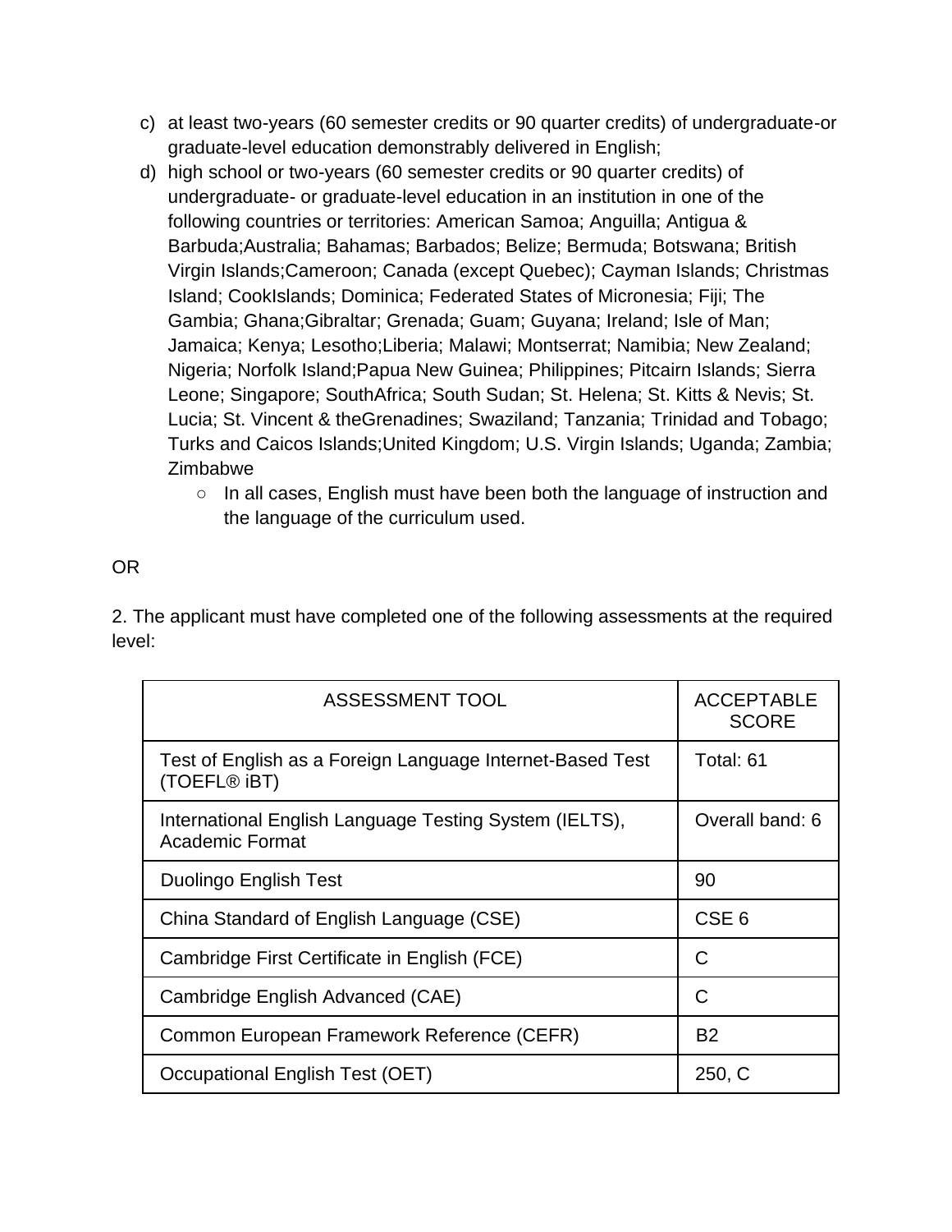c) at least two-years (60 semester credits or 90 quarter credits) of undergraduate-or graduate-level education demonstrably delivered in English;

d) high school or two-years (60 semester credits or 90 quarter credits) of undergraduate- or graduate-level education in an institution in one of the following countries or territories: American Samoa; Anguilla; Antigua & Barbuda;Australia; Bahamas; Barbados; Belize; Bermuda; Botswana; British Virgin Islands;Cameroon; Canada (except Quebec); Cayman Islands; Christmas Island; CookIslands; Dominica; Federated States of Micronesia; Fiji; The Gambia; Ghana;Gibraltar; Grenada; Guam; Guyana; Ireland; Isle of Man; Jamaica; Kenya; Lesotho;Liberia; Malawi; Montserrat; Namibia; New Zealand; Nigeria; Norfolk Island;Papua New Guinea; Philippines; Pitcairn Islands; Sierra Leone; Singapore; SouthAfrica; South Sudan; St. Helena; St. Kitts & Nevis; St. Lucia; St. Vincent & theGrenadines; Swaziland; Tanzania; Trinidad and Tobago; Turks and Caicos Islands;United Kingdom; U.S. Virgin Islands; Uganda; Zambia; Zimbabwe

- In all cases, English must have been both the language of instruction and the language of the curriculum used.

OR

2. The applicant must have completed one of the following assessments at the required level:

| ASSESSMENT TOOL | ACCEPTABLE SCORE |
|---|---|
| Test of English as a Foreign Language Internet-Based Test (TOEFL® iBT) | Total: 61 |
| International English Language Testing System (IELTS), Academic Format | Overall band: 6 |
| Duolingo English Test | 90 |
| China Standard of English Language (CSE) | CSE 6 |
| Cambridge First Certificate in English (FCE) | C |
| Cambridge English Advanced (CAE) | C |
| Common European Framework Reference (CEFR) | B2 |
| Occupational English Test (OET) | 250, C |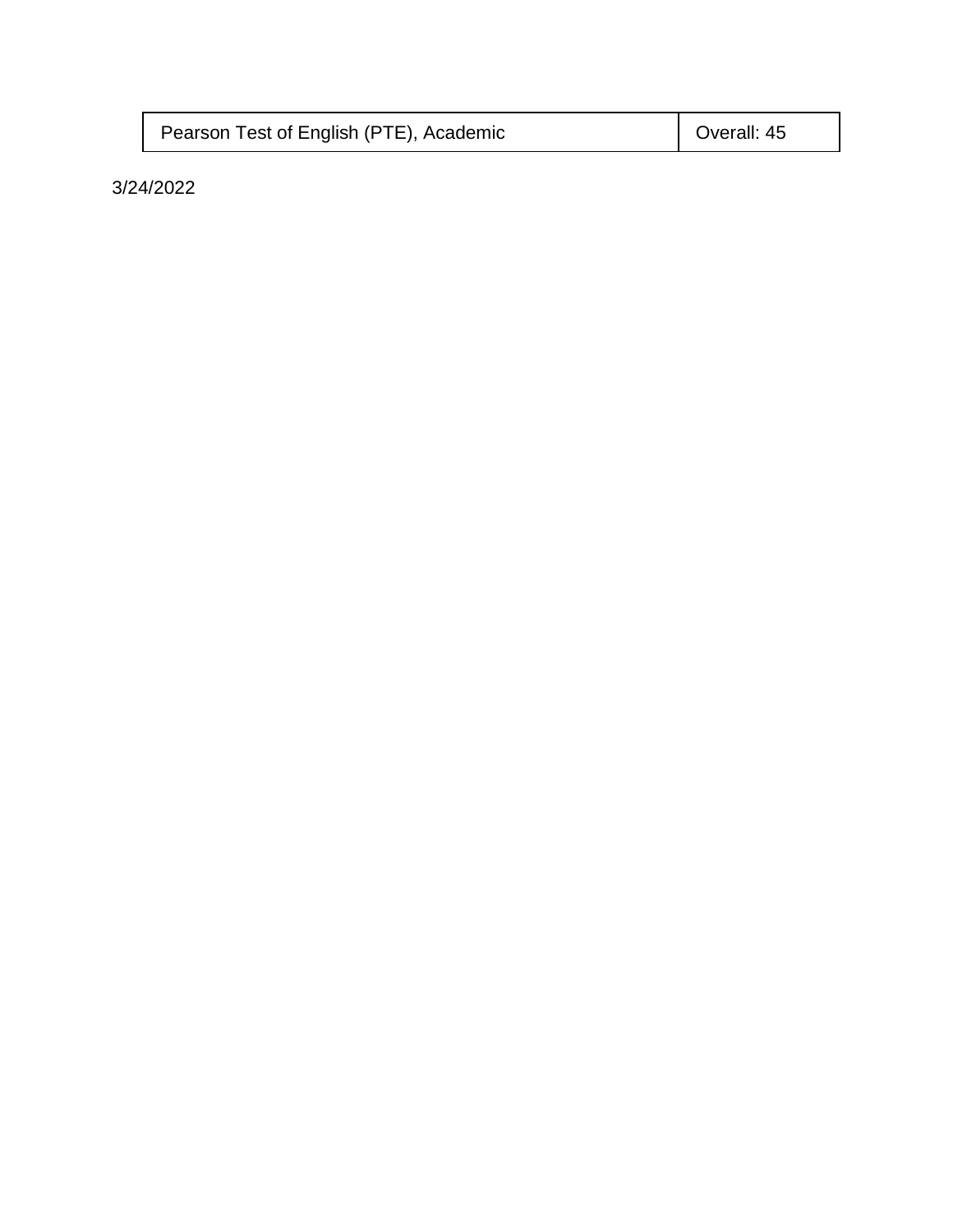| | |
|---|---|
| Pearson Test of English (PTE), Academic | Overall: 45 |

3/24/2022